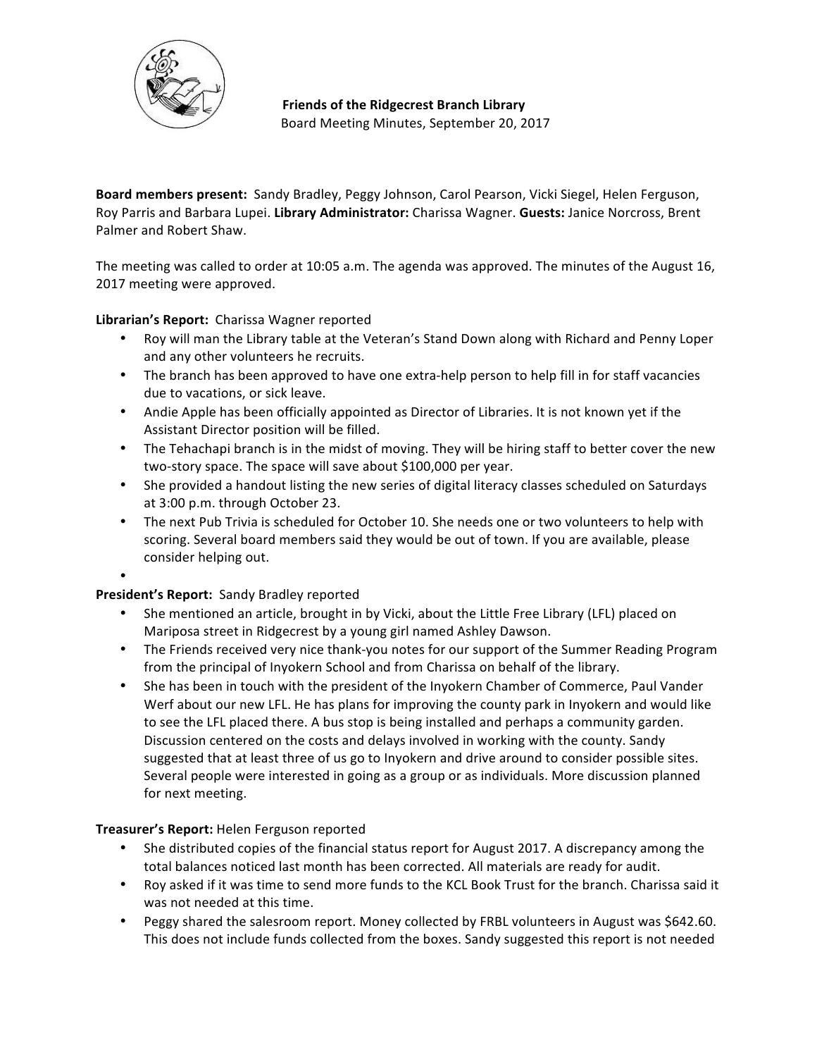**Friends of the Ridgecrest Branch Library**
Board Meeting Minutes, September 20, 2017

**Board members present:** Sandy Bradley, Peggy Johnson, Carol Pearson, Vicki Siegel, Helen Ferguson, Roy Parris and Barbara Lupei. **Library Administrator:** Charissa Wagner. **Guests:** Janice Norcross, Brent Palmer and Robert Shaw.

The meeting was called to order at 10:05 a.m. The agenda was approved. The minutes of the August 16, 2017 meeting were approved.

**Librarian's Report:** Charissa Wagner reported

- Roy will man the Library table at the Veteran's Stand Down along with Richard and Penny Loper and any other volunteers he recruits.
- The branch has been approved to have one extra-help person to help fill in for staff vacancies due to vacations, or sick leave.
- Andie Apple has been officially appointed as Director of Libraries. It is not known yet if the Assistant Director position will be filled.
- The Tehachapi branch is in the midst of moving. They will be hiring staff to better cover the new two-story space. The space will save about $100,000 per year.
- She provided a handout listing the new series of digital literacy classes scheduled on Saturdays at 3:00 p.m. through October 23.
- The next Pub Trivia is scheduled for October 10. She needs one or two volunteers to help with scoring. Several board members said they would be out of town. If you are available, please consider helping out.
-

**President's Report:** Sandy Bradley reported

- She mentioned an article, brought in by Vicki, about the Little Free Library (LFL) placed on Mariposa street in Ridgecrest by a young girl named Ashley Dawson.
- The Friends received very nice thank-you notes for our support of the Summer Reading Program from the principal of Inyokern School and from Charissa on behalf of the library.
- She has been in touch with the president of the Inyokern Chamber of Commerce, Paul Vander Werf about our new LFL. He has plans for improving the county park in Inyokern and would like to see the LFL placed there. A bus stop is being installed and perhaps a community garden. Discussion centered on the costs and delays involved in working with the county. Sandy suggested that at least three of us go to Inyokern and drive around to consider possible sites. Several people were interested in going as a group or as individuals. More discussion planned for next meeting.

**Treasurer's Report:** Helen Ferguson reported

- She distributed copies of the financial status report for August 2017. A discrepancy among the total balances noticed last month has been corrected. All materials are ready for audit.
- Roy asked if it was time to send more funds to the KCL Book Trust for the branch. Charissa said it was not needed at this time.
- Peggy shared the salesroom report. Money collected by FRBL volunteers in August was $642.60. This does not include funds collected from the boxes. Sandy suggested this report is not needed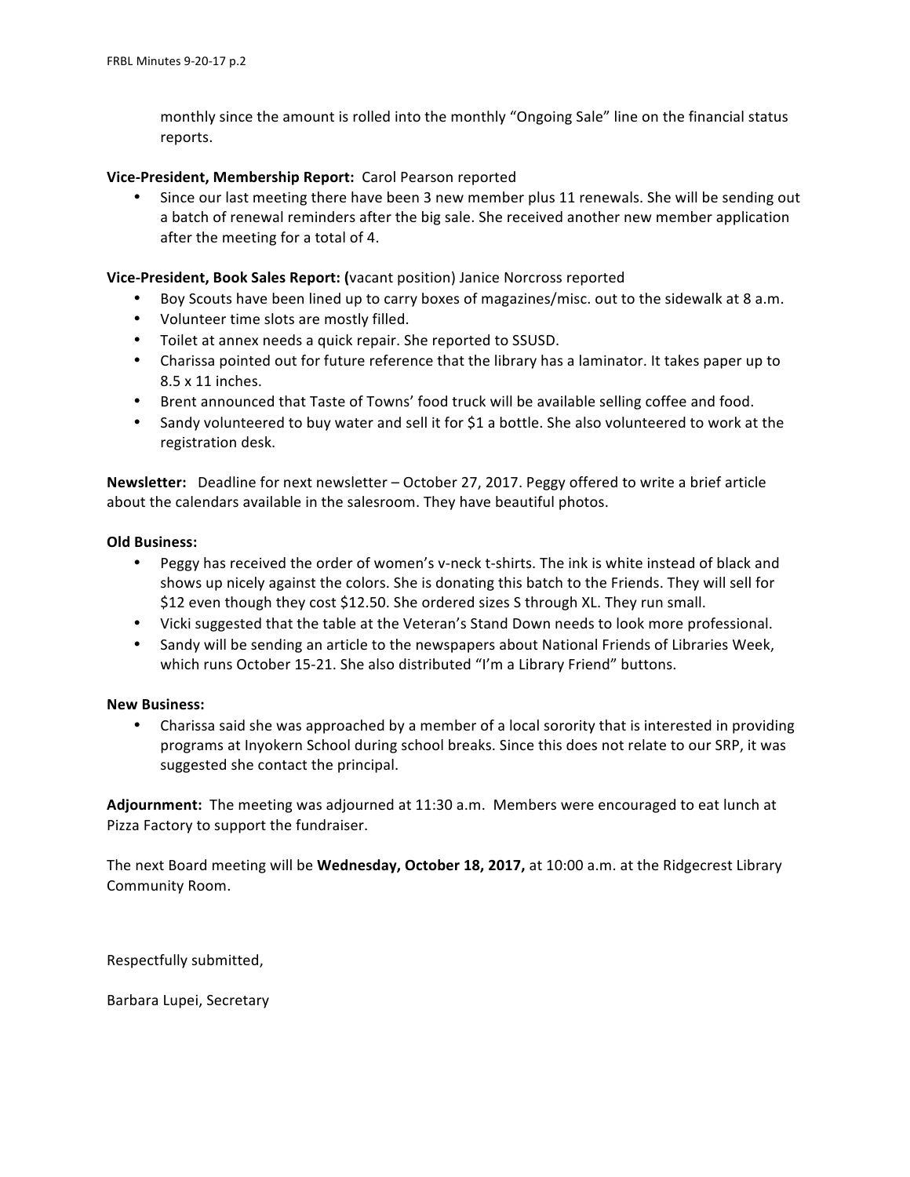monthly since the amount is rolled into the monthly "Ongoing Sale" line on the financial status reports.

**Vice-President, Membership Report:** Carol Pearson reported

- Since our last meeting there have been 3 new member plus 11 renewals. She will be sending out a batch of renewal reminders after the big sale. She received another new member application after the meeting for a total of 4.

**Vice-President, Book Sales Report: (**vacant position) Janice Norcross reported

- Boy Scouts have been lined up to carry boxes of magazines/misc. out to the sidewalk at 8 a.m.
- Volunteer time slots are mostly filled.
- Toilet at annex needs a quick repair. She reported to SSUSD.
- Charissa pointed out for future reference that the library has a laminator. It takes paper up to 8.5 x 11 inches.
- Brent announced that Taste of Towns' food truck will be available selling coffee and food.
- Sandy volunteered to buy water and sell it for $1 a bottle. She also volunteered to work at the registration desk.

**Newsletter:** Deadline for next newsletter – October 27, 2017. Peggy offered to write a brief article about the calendars available in the salesroom. They have beautiful photos.

**Old Business:**

- Peggy has received the order of women's v-neck t-shirts. The ink is white instead of black and shows up nicely against the colors. She is donating this batch to the Friends. They will sell for $12 even though they cost $12.50. She ordered sizes S through XL. They run small.
- Vicki suggested that the table at the Veteran's Stand Down needs to look more professional.
- Sandy will be sending an article to the newspapers about National Friends of Libraries Week, which runs October 15-21. She also distributed "I'm a Library Friend" buttons.

**New Business:**

- Charissa said she was approached by a member of a local sorority that is interested in providing programs at Inyokern School during school breaks. Since this does not relate to our SRP, it was suggested she contact the principal.

**Adjournment:** The meeting was adjourned at 11:30 a.m. Members were encouraged to eat lunch at Pizza Factory to support the fundraiser.

The next Board meeting will be **Wednesday, October 18, 2017,** at 10:00 a.m. at the Ridgecrest Library Community Room.

Respectfully submitted,

Barbara Lupei, Secretary